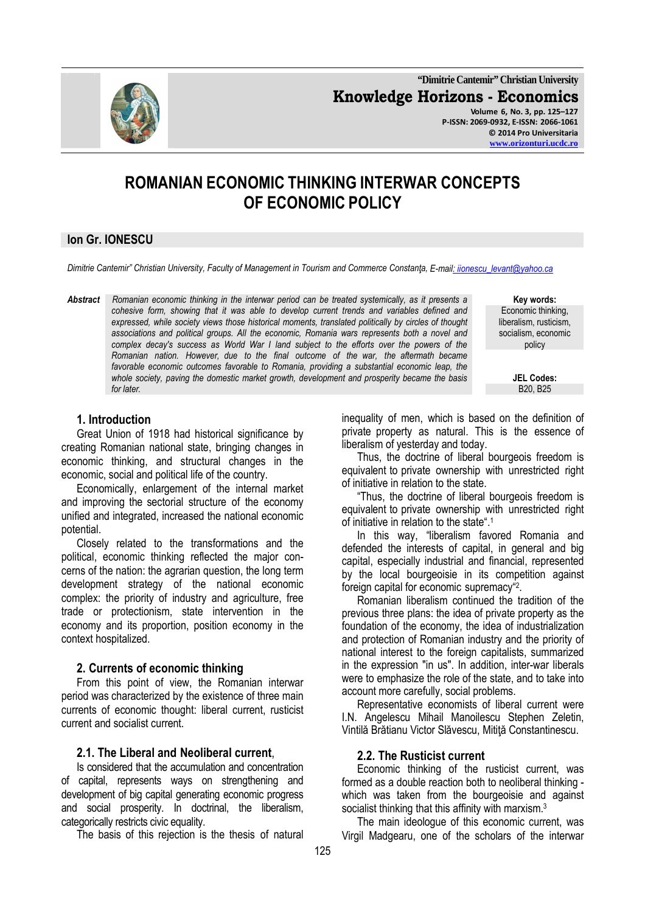# ROMANIAN ECONOMIC THINKING INTERWAR CONCEPTS OF ECONOMIC POLICY

## Ion Gr. IONESCU

*Dimitrie Cantemir" Christian University, Faculty of Management in Tourism and Commerce Constanţa, E-mail: iionescu_levant@yahoo.ca*

***Abstract*** *Romanian economic thinking in the interwar period can be treated systemically, as it presents a cohesive form, showing that it was able to develop current trends and variables defined and expressed, while society views those historical moments, translated politically by circles of thought associations and political groups. All the economic, Romania wars represents both a novel and complex decay's success as World War I land subject to the efforts over the powers of the Romanian nation. However, due to the final outcome of the war, the aftermath became favorable economic outcomes favorable to Romania, providing a substantial economic leap, the whole society, paving the domestic market growth, development and prosperity became the basis for later.*

**Key words:** Economic thinking, liberalism, rusticism, socialism, economic policy

**JEL Codes:** B20, B25

### 1. Introduction

Great Union of 1918 had historical significance by creating Romanian national state, bringing changes in economic thinking, and structural changes in the economic, social and political life of the country.

Economically, enlargement of the internal market and improving the sectorial structure of the economy unified and integrated, increased the national economic potential.

Closely related to the transformations and the political, economic thinking reflected the major concerns of the nation: the agrarian question, the long term development strategy of the national economic complex: the priority of industry and agriculture, free trade or protectionism, state intervention in the economy and its proportion, position economy in the context hospitalized.

### 2. Currents of economic thinking

From this point of view, the Romanian interwar period was characterized by the existence of three main currents of economic thought: liberal current, rusticist current and socialist current.

### 2.1. The Liberal and Neoliberal current,

Is considered that the accumulation and concentration of capital, represents ways on strengthening and development of big capital generating economic progress and social prosperity. In doctrinal, the liberalism, categorically restricts civic equality.

The basis of this rejection is the thesis of natural inequality of men, which is based on the definition of private property as natural. This is the essence of liberalism of yesterday and today.

Thus, the doctrine of liberal bourgeois freedom is equivalent to private ownership with unrestricted right of initiative in relation to the state.

"Thus, the doctrine of liberal bourgeois freedom is equivalent to private ownership with unrestricted right of initiative in relation to the state".[1]

In this way, "liberalism favored Romania and defended the interests of capital, in general and big capital, especially industrial and financial, represented by the local bourgeoisie in its competition against foreign capital for economic supremacy"[2].

Romanian liberalism continued the tradition of the previous three plans: the idea of private property as the foundation of the economy, the idea of industrialization and protection of Romanian industry and the priority of national interest to the foreign capitalists, summarized in the expression "in us". In addition, inter-war liberals were to emphasize the role of the state, and to take into account more carefully, social problems.

Representative economists of liberal current were I.N. Angelescu Mihail Manoilescu Stephen Zeletin, Vintilă Brătianu Victor Slăvescu, Mitiţă Constantinescu.

### 2.2. The Rusticist current

Economic thinking of the rusticist current, was formed as a double reaction both to neoliberal thinking - which was taken from the bourgeoisie and against socialist thinking that this affinity with marxism.[3]

The main ideologue of this economic current, was Virgil Madgearu, one of the scholars of the interwar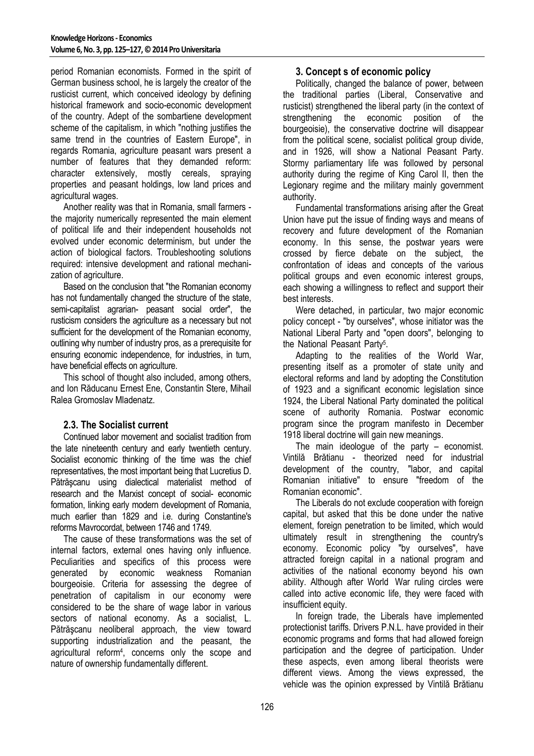period Romanian economists. Formed in the spirit of German business school, he is largely the creator of the rusticist current, which conceived ideology by defining historical framework and socio-economic development of the country. Adept of the sombartiene development scheme of the capitalism, in which "nothing justifies the same trend in the countries of Eastern Europe", in regards Romania, agriculture peasant wars present a number of features that they demanded reform: character extensively, mostly cereals, spraying properties and peasant holdings, low land prices and agricultural wages.

Another reality was that in Romania, small farmers - the majority numerically represented the main element of political life and their independent households not evolved under economic determinism, but under the action of biological factors. Troubleshooting solutions required: intensive development and rational mechanization of agriculture.

Based on the conclusion that "the Romanian economy has not fundamentally changed the structure of the state, semi-capitalist agrarian- peasant social order", the rusticism considers the agriculture as a necessary but not sufficient for the development of the Romanian economy, outlining why number of industry pros, as a prerequisite for ensuring economic independence, for industries, in turn, have beneficial effects on agriculture.

This school of thought also included, among others, and Ion Răducanu Ernest Ene, Constantin Stere, Mihail Ralea Gromoslav Mladenatz.

## 2.3. The Socialist current

Continued labor movement and socialist tradition from the late nineteenth century and early twentieth century. Socialist economic thinking of the time was the chief representatives, the most important being that Lucretius D. Pătrăşcanu using dialectical materialist method of research and the Marxist concept of social- economic formation, linking early modern development of Romania, much earlier than 1829 and i.e. during Constantine's reforms Mavrocordat, between 1746 and 1749.

The cause of these transformations was the set of internal factors, external ones having only influence. Peculiarities and specifics of this process were generated by economic weakness Romanian bourgeoisie. Criteria for assessing the degree of penetration of capitalism in our economy were considered to be the share of wage labor in various sectors of national economy. As a socialist, L. Pătrăşcanu neoliberal approach, the view toward supporting industrialization and the peasant, the agricultural reform[4], concerns only the scope and nature of ownership fundamentally different.

## 3. Concept s of economic policy

Politically, changed the balance of power, between the traditional parties (Liberal, Conservative and rusticist) strengthened the liberal party (in the context of strengthening the economic position of the bourgeoisie), the conservative doctrine will disappear from the political scene, socialist political group divide, and in 1926, will show a National Peasant Party. Stormy parliamentary life was followed by personal authority during the regime of King Carol II, then the Legionary regime and the military mainly government authority.

Fundamental transformations arising after the Great Union have put the issue of finding ways and means of recovery and future development of the Romanian economy. In this sense, the postwar years were crossed by fierce debate on the subject, the confrontation of ideas and concepts of the various political groups and even economic interest groups, each showing a willingness to reflect and support their best interests.

Were detached, in particular, two major economic policy concept - "by ourselves", whose initiator was the National Liberal Party and "open doors", belonging to the National Peasant Party[5].

Adapting to the realities of the World War, presenting itself as a promoter of state unity and electoral reforms and land by adopting the Constitution of 1923 and a significant economic legislation since 1924, the Liberal National Party dominated the political scene of authority Romania. Postwar economic program since the program manifesto in December 1918 liberal doctrine will gain new meanings.

The main ideologue of the party – economist. Vintilă Brătianu - theorized need for industrial development of the country, "labor, and capital Romanian initiative" to ensure "freedom of the Romanian economic".

The Liberals do not exclude cooperation with foreign capital, but asked that this be done under the native element, foreign penetration to be limited, which would ultimately result in strengthening the country's economy. Economic policy "by ourselves", have attracted foreign capital in a national program and activities of the national economy beyond his own ability. Although after World War ruling circles were called into active economic life, they were faced with insufficient equity.

In foreign trade, the Liberals have implemented protectionist tariffs. Drivers P.N.L. have provided in their economic programs and forms that had allowed foreign participation and the degree of participation. Under these aspects, even among liberal theorists were different views. Among the views expressed, the vehicle was the opinion expressed by Vintilă Brătianu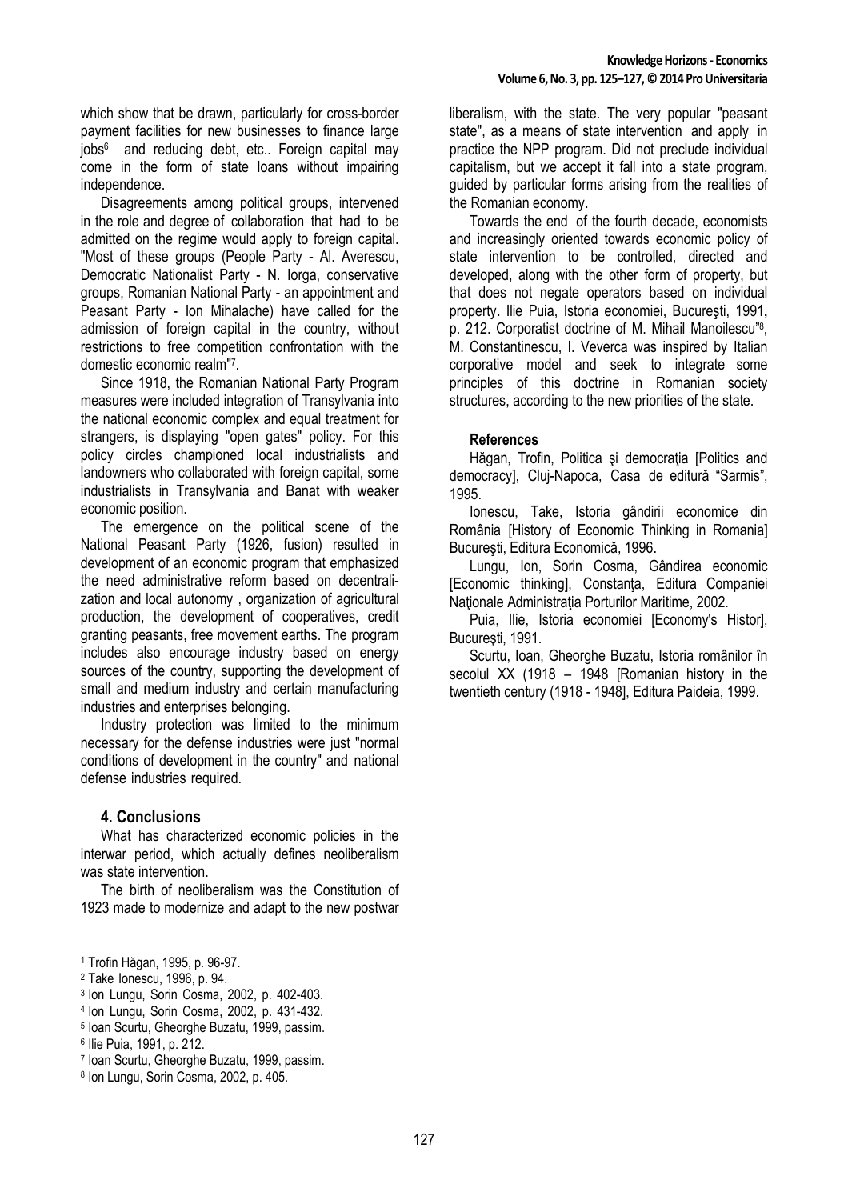which show that be drawn, particularly for cross-border payment facilities for new businesses to finance large jobs[6] and reducing debt, etc.. Foreign capital may come in the form of state loans without impairing independence.

Disagreements among political groups, intervened in the role and degree of collaboration that had to be admitted on the regime would apply to foreign capital. "Most of these groups (People Party - Al. Averescu, Democratic Nationalist Party - N. Iorga, conservative groups, Romanian National Party - an appointment and Peasant Party - Ion Mihalache) have called for the admission of foreign capital in the country, without restrictions to free competition confrontation with the domestic economic realm"[7].

Since 1918, the Romanian National Party Program measures were included integration of Transylvania into the national economic complex and equal treatment for strangers, is displaying "open gates" policy. For this policy circles championed local industrialists and landowners who collaborated with foreign capital, some industrialists in Transylvania and Banat with weaker economic position.

The emergence on the political scene of the National Peasant Party (1926, fusion) resulted in development of an economic program that emphasized the need administrative reform based on decentralization and local autonomy , organization of agricultural production, the development of cooperatives, credit granting peasants, free movement earths. The program includes also encourage industry based on energy sources of the country, supporting the development of small and medium industry and certain manufacturing industries and enterprises belonging.

Industry protection was limited to the minimum necessary for the defense industries were just "normal conditions of development in the country" and national defense industries required.

## 4. Conclusions

What has characterized economic policies in the interwar period, which actually defines neoliberalism was state intervention.

The birth of neoliberalism was the Constitution of 1923 made to modernize and adapt to the new postwar liberalism, with the state. The very popular "peasant state", as a means of state intervention and apply in practice the NPP program. Did not preclude individual capitalism, but we accept it fall into a state program, guided by particular forms arising from the realities of the Romanian economy.

Towards the end of the fourth decade, economists and increasingly oriented towards economic policy of state intervention to be controlled, directed and developed, along with the other form of property, but that does not negate operators based on individual property. Ilie Puia, Istoria economiei, Bucureşti, 1991, p. 212. Corporatist doctrine of M. Mihail Manoilescu"[8], M. Constantinescu, I. Veverca was inspired by Italian corporative model and seek to integrate some principles of this doctrine in Romanian society structures, according to the new priorities of the state.

### References

Hăgan, Trofin, Politica şi democraţia [Politics and democracy], Cluj-Napoca, Casa de editură "Sarmis", 1995.

Ionescu, Take, Istoria gândirii economice din România [History of Economic Thinking in Romania] Bucureşti, Editura Economică, 1996.

Lungu, Ion, Sorin Cosma, Gândirea economic [Economic thinking], Constanţa, Editura Companiei Naţionale Administraţia Porturilor Maritime, 2002.

Puia, Ilie, Istoria economiei [Economy's Histor], Bucureşti, 1991.

Scurtu, Ioan, Gheorghe Buzatu, Istoria românilor în secolul XX (1918 – 1948 [Romanian history in the twentieth century (1918 - 1948], Editura Paideia, 1999.

---

[1] Trofin Hăgan, 1995, p. 96-97.

[2] Take Ionescu, 1996, p. 94.

[3] Ion Lungu, Sorin Cosma, 2002, p. 402-403.

[4] Ion Lungu, Sorin Cosma, 2002, p. 431-432.

[5] Ioan Scurtu, Gheorghe Buzatu, 1999, passim.

[6] Ilie Puia, 1991, p. 212.

[7] Ioan Scurtu, Gheorghe Buzatu, 1999, passim.

[8] Ion Lungu, Sorin Cosma, 2002, p. 405.